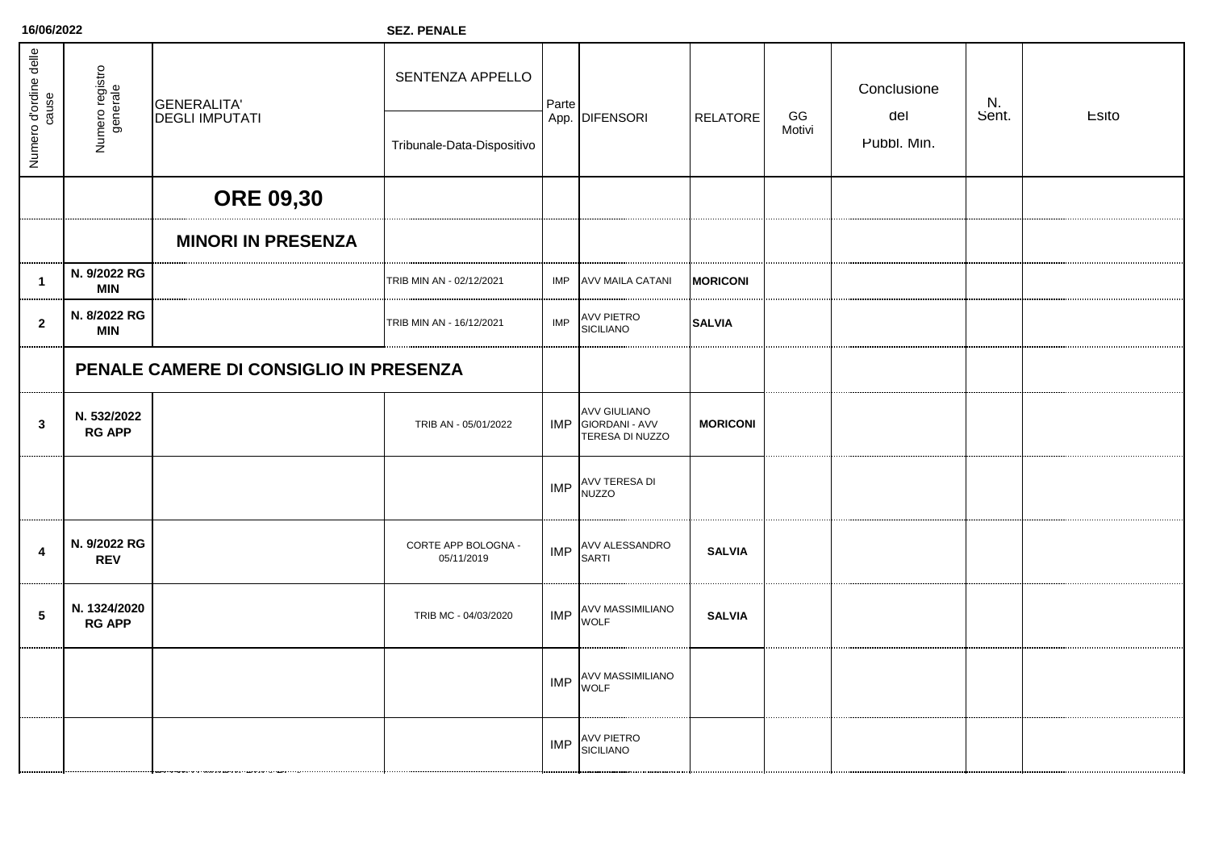**16/06/2022** **SEZ. PENALE**

| Numero d'ordine delle cause | Numero registro generale | GENERALITA' DEGLI IMPUTATI | SENTENZA APPELLO / Tribunale-Data-Dispositivo | Parte App. | DIFENSORI | RELATORE | GG Motivi | Conclusione del Pubbl. Min. | N. Sent. | Esito |
|---|---|---|---|---|---|---|---|---|---|---|
| | | **ORE 09,30** | | | | | | | | |
| | | **MINORI IN PRESENZA** | | | | | | | | |
| **1** | **N. 9/2022 RG MIN** | | TRIB MIN AN - 02/12/2021 | IMP | AVV MAILA CATANI | **MORICONI** | | | | |
| **2** | **N. 8/2022 RG MIN** | | TRIB MIN AN - 16/12/2021 | IMP | AVV PIETRO SICILIANO | **SALVIA** | | | | |
| | **PENALE CAMERE DI CONSIGLIO IN PRESENZA** | | | | | | | | | |
| **3** | **N. 532/2022 RG APP** | | TRIB AN - 05/01/2022 | IMP | AVV GIULIANO GIORDANI - AVV TERESA DI NUZZO | **MORICONI** | | | | |
| | | | | IMP | AVV TERESA DI NUZZO | | | | | |
| **4** | **N. 9/2022 RG REV** | | CORTE APP BOLOGNA - 05/11/2019 | IMP | AVV ALESSANDRO SARTI | **SALVIA** | | | | |
| **5** | **N. 1324/2020 RG APP** | | TRIB MC - 04/03/2020 | IMP | AVV MASSIMILIANO WOLF | **SALVIA** | | | | |
| | | | | IMP | AVV MASSIMILIANO WOLF | | | | | |
| | | | | IMP | AVV PIETRO SICILIANO | | | | | |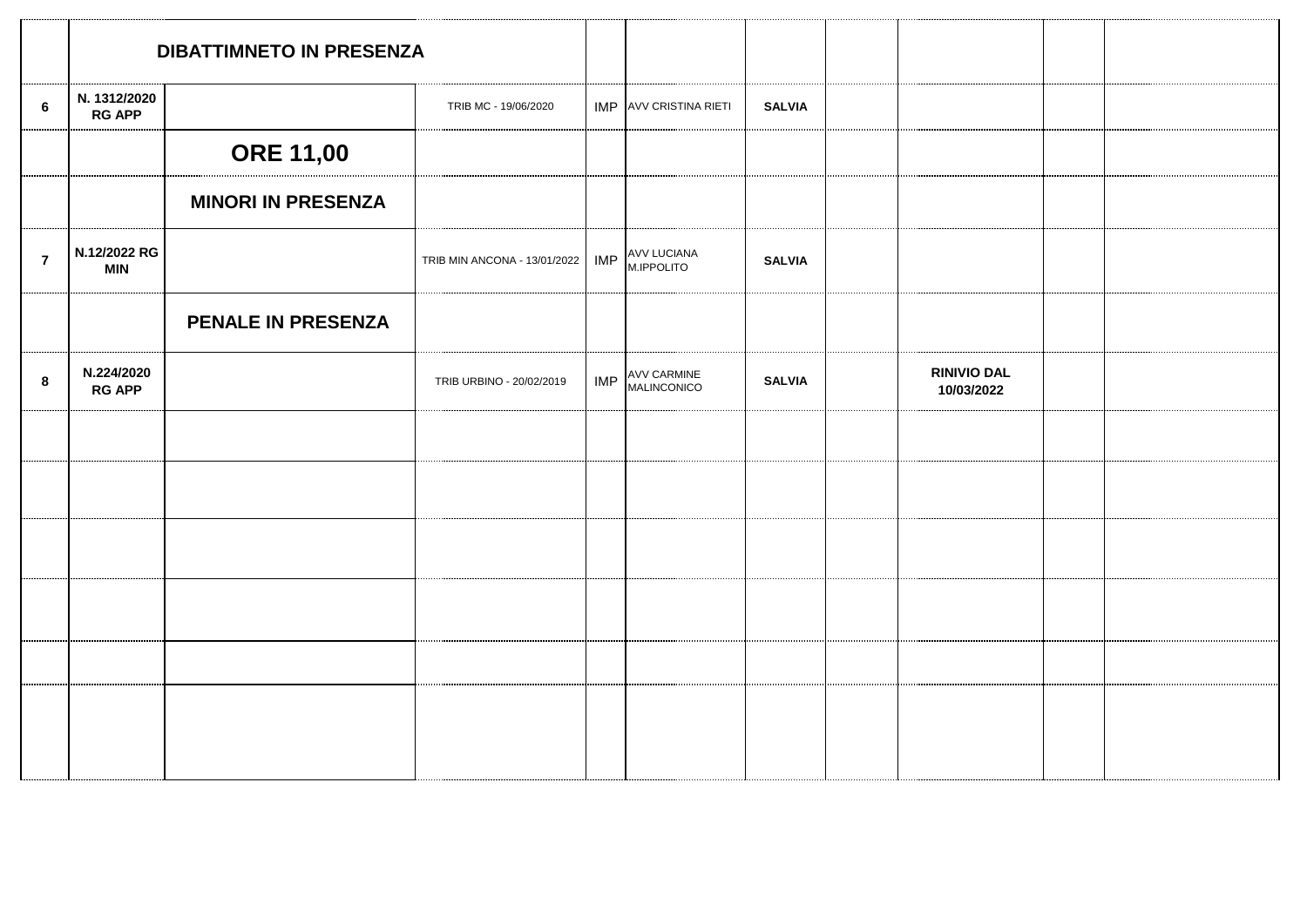| | DIBATTIMNETO IN PRESENZA | | | | | | | | | |
|---|---|---|---|---|---|---|---|---|---|---|
| 6 | N. 1312/2020 RG APP | | TRIB MC - 19/06/2020 | IMP | AVV CRISTINA RIETI | SALVIA | | | | |
| | | **ORE 11,00** | | | | | | | | |
| | | **MINORI IN PRESENZA** | | | | | | | | |
| 7 | N.12/2022 RG MIN | | TRIB MIN ANCONA - 13/01/2022 | IMP | AVV LUCIANA M.IPPOLITO | SALVIA | | | | |
| | | **PENALE IN PRESENZA** | | | | | | | | |
| 8 | N.224/2020 RG APP | | TRIB URBINO - 20/02/2019 | IMP | AVV CARMINE MALINCONICO | SALVIA | | RINIVIO DAL 10/03/2022 | | |
| | | | | | | | | | | |
| | | | | | | | | | | |
| | | | | | | | | | | |
| | | | | | | | | | | |
| | | | | | | | | | | |
| | | | | | | | | | | |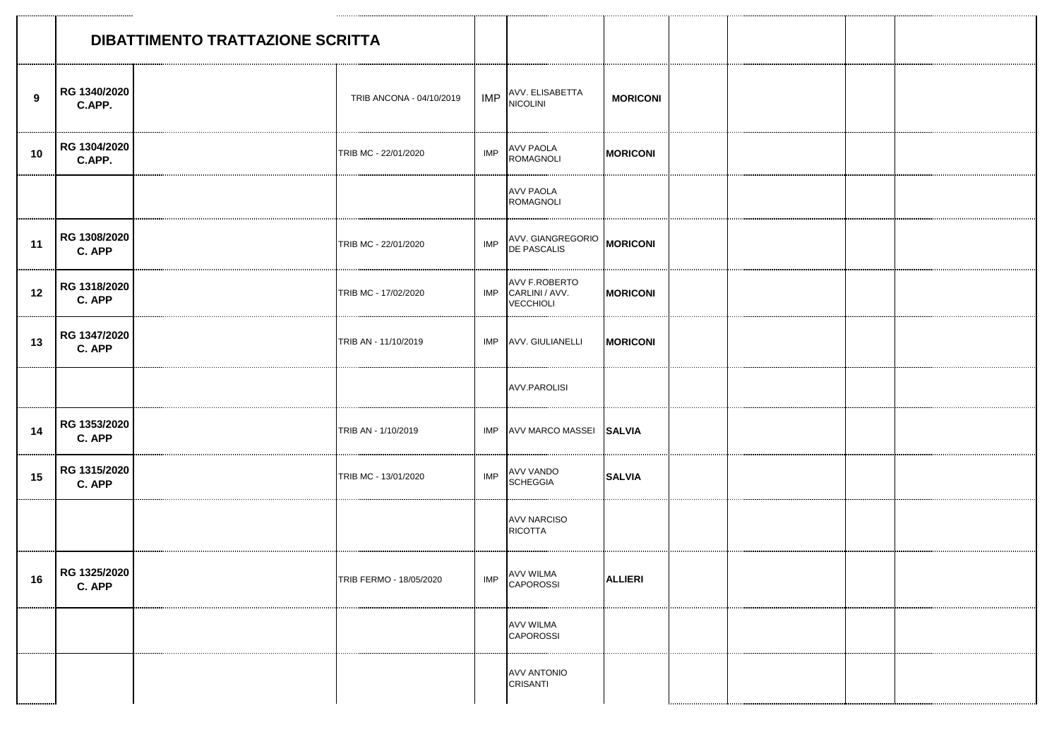| | DIBATTIMENTO TRATTAZIONE SCRITTA | | | | | | | | | |
|---|---|---|---|---|---|---|---|---|---|---|
| 9 | RG 1340/2020 C.APP. | | TRIB ANCONA - 04/10/2019 | IMP | AVV. ELISABETTA NICOLINI | MORICONI | | | | |
| 10 | RG 1304/2020 C.APP. | | TRIB MC - 22/01/2020 | IMP | AVV PAOLA ROMAGNOLI | MORICONI | | | | |
| | | | | | AVV PAOLA ROMAGNOLI | | | | | |
| 11 | RG 1308/2020 C. APP | | TRIB MC - 22/01/2020 | IMP | AVV. GIANGREGORIO DE PASCALIS | MORICONI | | | | |
| 12 | RG 1318/2020 C. APP | | TRIB MC - 17/02/2020 | IMP | AVV F.ROBERTO CARLINI / AVV. VECCHIOLI | MORICONI | | | | |
| 13 | RG 1347/2020 C. APP | | TRIB AN - 11/10/2019 | IMP | AVV. GIULIANELLI | MORICONI | | | | |
| | | | | | AVV.PAROLISI | | | | | |
| 14 | RG 1353/2020 C. APP | | TRIB AN - 1/10/2019 | IMP | AVV MARCO MASSEI | SALVIA | | | | |
| 15 | RG 1315/2020 C. APP | | TRIB MC - 13/01/2020 | IMP | AVV VANDO SCHEGGIA | SALVIA | | | | |
| | | | | | AVV NARCISO RICOTTA | | | | | |
| 16 | RG 1325/2020 C. APP | | TRIB FERMO - 18/05/2020 | IMP | AVV WILMA CAPOROSSI | ALLIERI | | | | |
| | | | | | AVV WILMA CAPOROSSI | | | | | |
| | | | | | AVV ANTONIO CRISANTI | | | | | |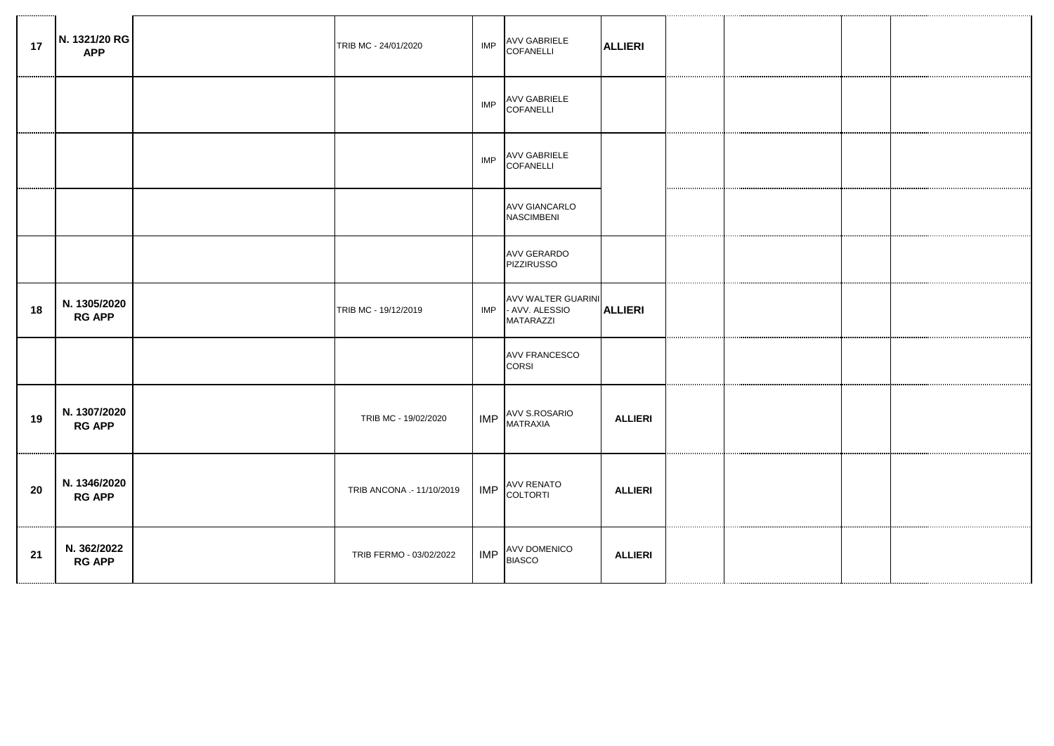| | | | | | | | | | | |
|---|---|---|---|---|---|---|---|---|---|---|
| **17** | **N. 1321/20 RG APP** | | TRIB MC - 24/01/2020 | IMP | AVV GABRIELE COFANELLI | **ALLIERI** | | | | |
| | | | | IMP | AVV GABRIELE COFANELLI | | | | | |
| | | | | IMP | AVV GABRIELE COFANELLI | | | | | |
| | | | | | AVV GIANCARLO NASCIMBENI | | | | | |
| | | | | | AVV GERARDO PIZZIRUSSO | | | | | |
| **18** | **N. 1305/2020 RG APP** | | TRIB MC - 19/12/2019 | IMP | AVV WALTER GUARINI - AVV. ALESSIO MATARAZZI | **ALLIERI** | | | | |
| | | | | | AVV FRANCESCO CORSI | | | | | |
| **19** | **N. 1307/2020 RG APP** | | TRIB MC - 19/02/2020 | IMP | AVV S.ROSARIO MATRAXIA | **ALLIERI** | | | | |
| **20** | **N. 1346/2020 RG APP** | | TRIB ANCONA .- 11/10/2019 | IMP | AVV RENATO COLTORTI | **ALLIERI** | | | | |
| **21** | **N. 362/2022 RG APP** | | TRIB FERMO - 03/02/2022 | IMP | AVV DOMENICO BIASCO | **ALLIERI** | | | | |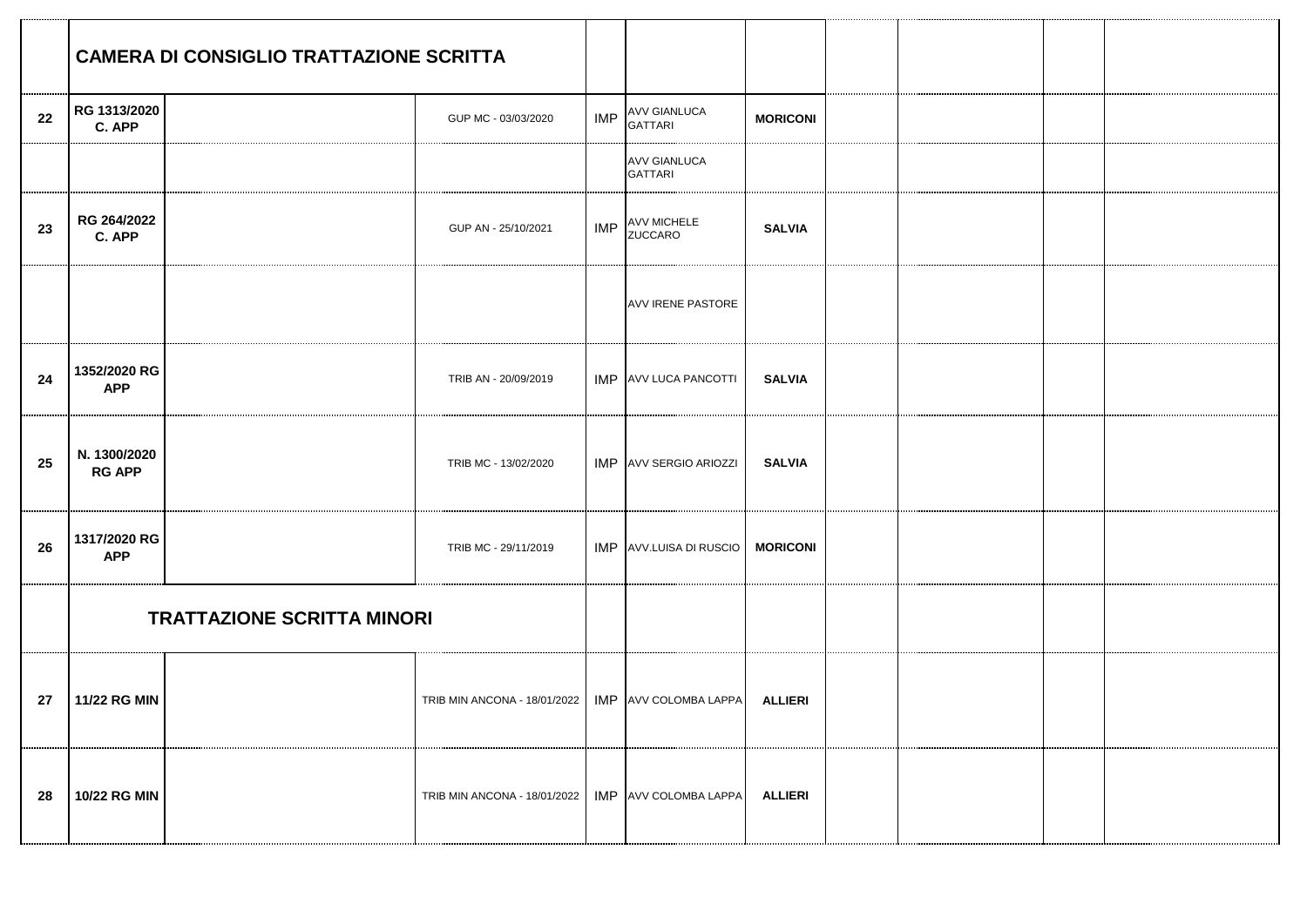| | | | | | | | | | | | |
|---|---|---|---|---|---|---|---|---|---|---|---|
| | **CAMERA DI CONSIGLIO TRATTAZIONE SCRITTA** | | | | | | | | | | |
| **22** | **RG 1313/2020 C. APP** | | GUP MC - 03/03/2020 | IMP | AVV GIANLUCA GATTARI | **MORICONI** | | | | | |
| | | | | | AVV GIANLUCA GATTARI | | | | | | |
| **23** | **RG 264/2022 C. APP** | | GUP AN - 25/10/2021 | IMP | AVV MICHELE ZUCCARO | **SALVIA** | | | | | |
| | | | | | AVV IRENE PASTORE | | | | | | |
| **24** | **1352/2020 RG APP** | | TRIB AN - 20/09/2019 | IMP | AVV LUCA PANCOTTI | **SALVIA** | | | | | |
| **25** | **N. 1300/2020 RG APP** | | TRIB MC - 13/02/2020 | IMP | AVV SERGIO ARIOZZI | **SALVIA** | | | | | |
| **26** | **1317/2020 RG APP** | | TRIB MC - 29/11/2019 | IMP | AVV.LUISA DI RUSCIO | **MORICONI** | | | | | |
| | **TRATTAZIONE SCRITTA MINORI** | | | | | | | | | | |
| **27** | **11/22 RG MIN** | | TRIB MIN ANCONA - 18/01/2022 | IMP | AVV COLOMBA LAPPA | **ALLIERI** | | | | | |
| **28** | **10/22 RG MIN** | | TRIB MIN ANCONA - 18/01/2022 | IMP | AVV COLOMBA LAPPA | **ALLIERI** | | | | | |